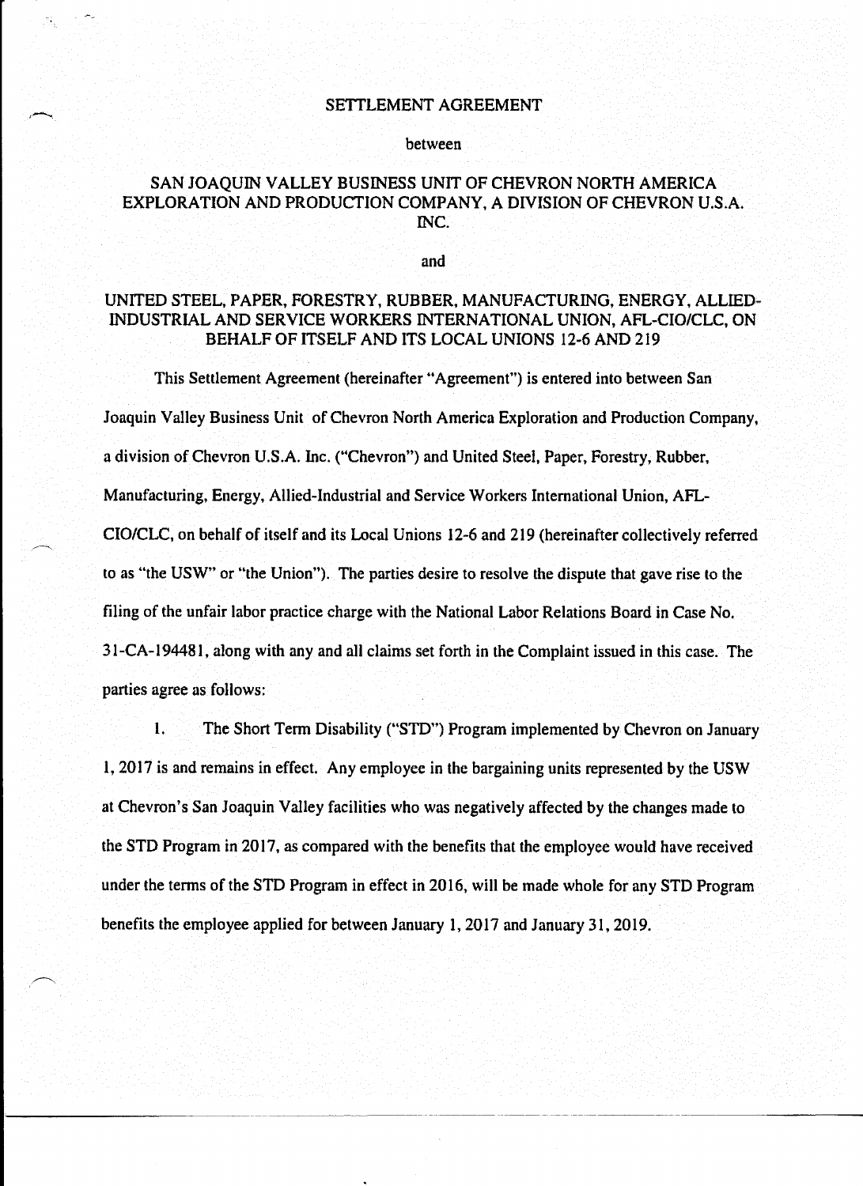# SETTLEMENT AGREEMENT

between

## SAN JOAQUIN VALLEY BUSINESS UNIT OF CHEVRON NORTH AMERICA EXPLORATION AND PRODUCTION COMPANY, A DIVISION OF CHEVRON U.S.A. INC.

and

## UNITED STEEL, PAPER, FORESTRY, RUBBER, MANUFACTURING, ENERGY, ALLIED-INDUSTRIAL AND SERVICE WORKERS INTERNATIONAL UNION, AFL-CIO/CLC, ON BEHALF OF ITSELF AND ITS LOCAL UNIONS 12-6 AND 219

This Settlement Agreement (hereinafter "Agreement") is entered into between San Joaquin Valley Business Unit of Chevron North America Exploration and Production Company, a division of Chevron U.S.A. Inc. ("Chevron") and United Steel, Paper, Forestry, Rubber, Manufacturing, Energy, Allied-Industrial and Service Workers International Union, AFL-CIO/CLC, on behalf of itself and its Local Unions 12-6 and 219 (hereinafter collectively referred to as "the USW" or "the Union"). The parties desire to resolve the dispute that gave rise to the filing of the unfair labor practice charge with the National Labor Relations Board in Case No. 31-CA-194481, along with any and all claims set forth in the Complaint issued in this case. The parties agree as follows:

1. The Short Term Disability ("STD") Program implemented by Chevron on January 1, 2017 is and remains in effect. Any employee in the bargaining units represented by the USW at Chevron's San Joaquin Valley facilities who was negatively affected by the changes made to the STD Program in 2017, as compared with the benefits that the employee would have received under the terms of the STD Program in effect in 2016, will be made whole for any STD Program benefits the employee applied for between January 1, 2017 and January 31, 2019.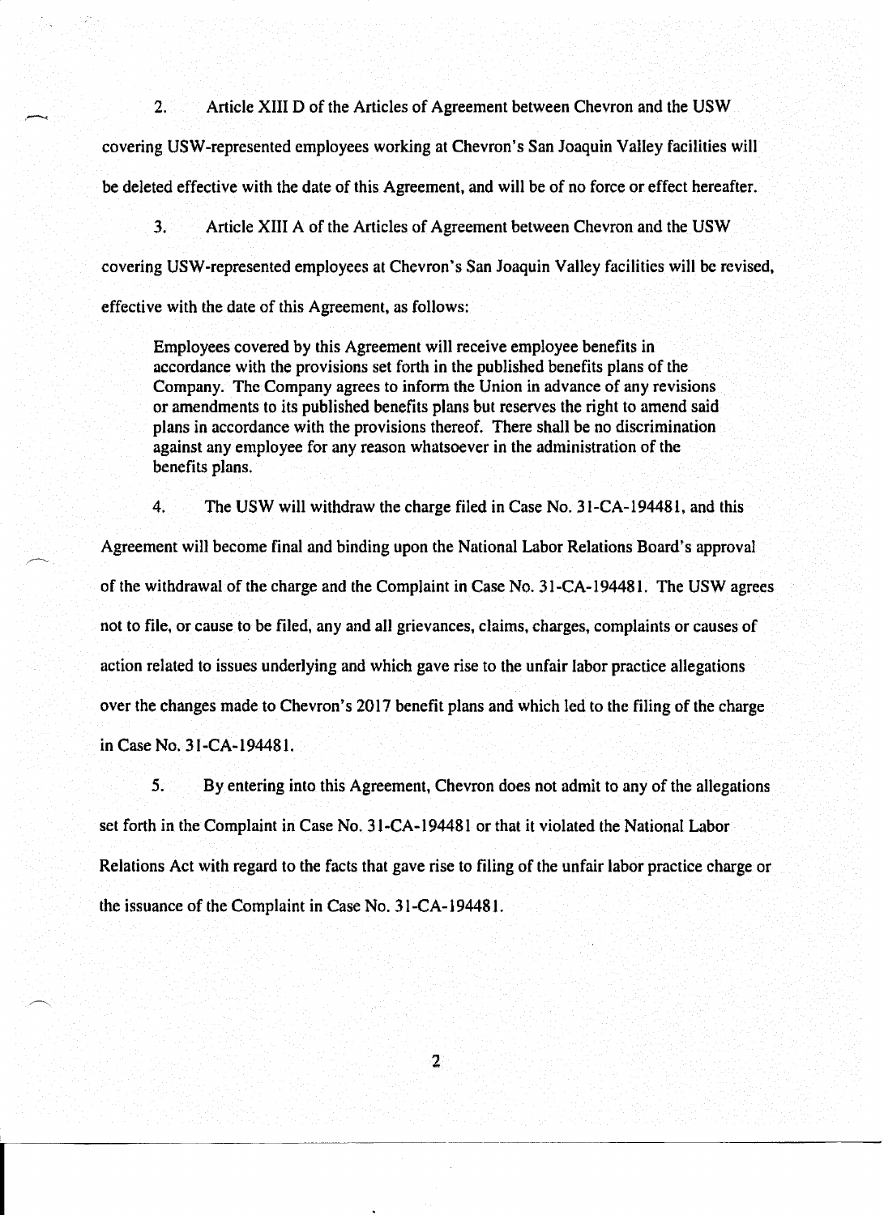2. Article XIII D of the Articles of Agreement between Chevron and the USW covering USW-represented employees working at Chevron's San Joaquin Valley facilities will be deleted effective with the date of this Agreement, and will be of no force or effect hereafter.

3. Article XIII A of the Articles of Agreement between Chevron and the USW covering USW-represented employees at Chevron's San Joaquin Valley facilities will be revised, effective with the date of this Agreement, as follows:

> Employees covered by this Agreement will receive employee benefits in accordance with the provisions set forth in the published benefits plans of the Company. The Company agrees to inform the Union in advance of any revisions or amendments to its published benefits plans but reserves the right to amend said plans in accordance with the provisions thereof. There shall be no discrimination against any employee for any reason whatsoever in the administration of the benefits plans.

4. The USW will withdraw the charge filed in Case No. 31-CA-194481, and this Agreement will become final and binding upon the National Labor Relations Board's approval of the withdrawal of the charge and the Complaint in Case No. 31-CA-194481. The USW agrees not to file, or cause to be filed, any and all grievances, claims, charges, complaints or causes of action related to issues underlying and which gave rise to the unfair labor practice allegations over the changes made to Chevron's 2017 benefit plans and which led to the filing of the charge in Case No. 31-CA-194481.

5. By entering into this Agreement, Chevron does not admit to any of the allegations set forth in the Complaint in Case No. 31-CA-194481 or that it violated the National Labor Relations Act with regard to the facts that gave rise to filing of the unfair labor practice charge or the issuance of the Complaint in Case No. 31-CA-194481.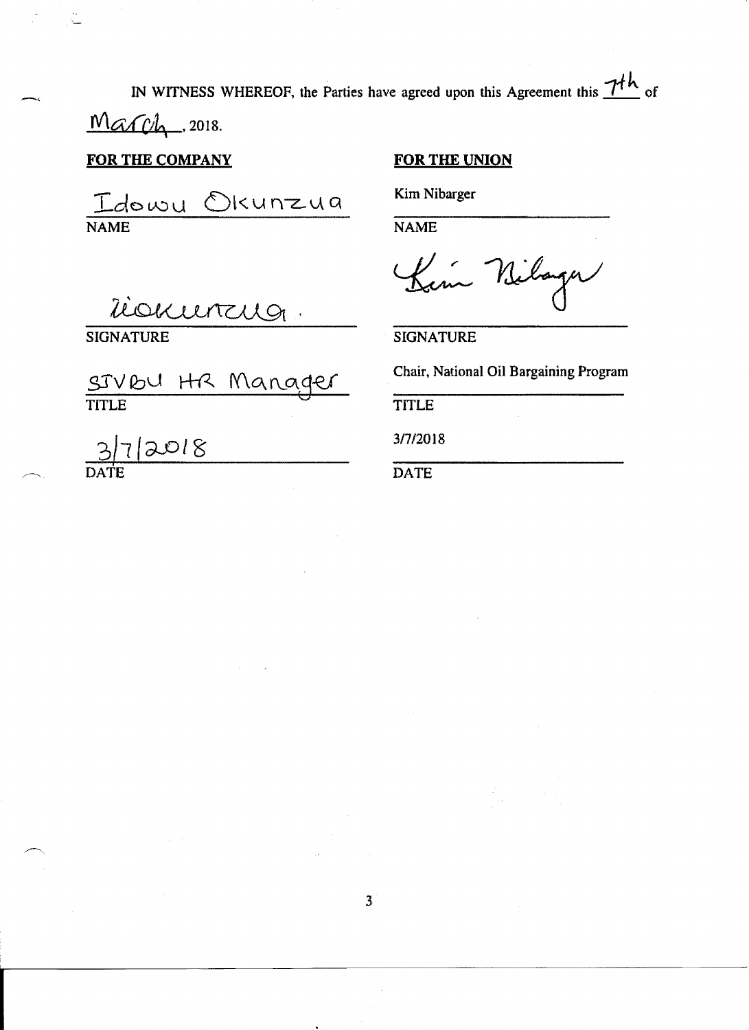IN WITNESS WHEREOF, the Parties have agreed upon this Agreement this 7th of March, 2018.

**FOR THE COMPANY**

Idowu Okunzua
NAME

iOkunzua.
SIGNATURE

STVBU HR Manager
TITLE

3/7/2018
DATE

**FOR THE UNION**

Kim Nibarger
NAME

Kim Nibarger
SIGNATURE

Chair, National Oil Bargaining Program
TITLE

3/7/2018
DATE